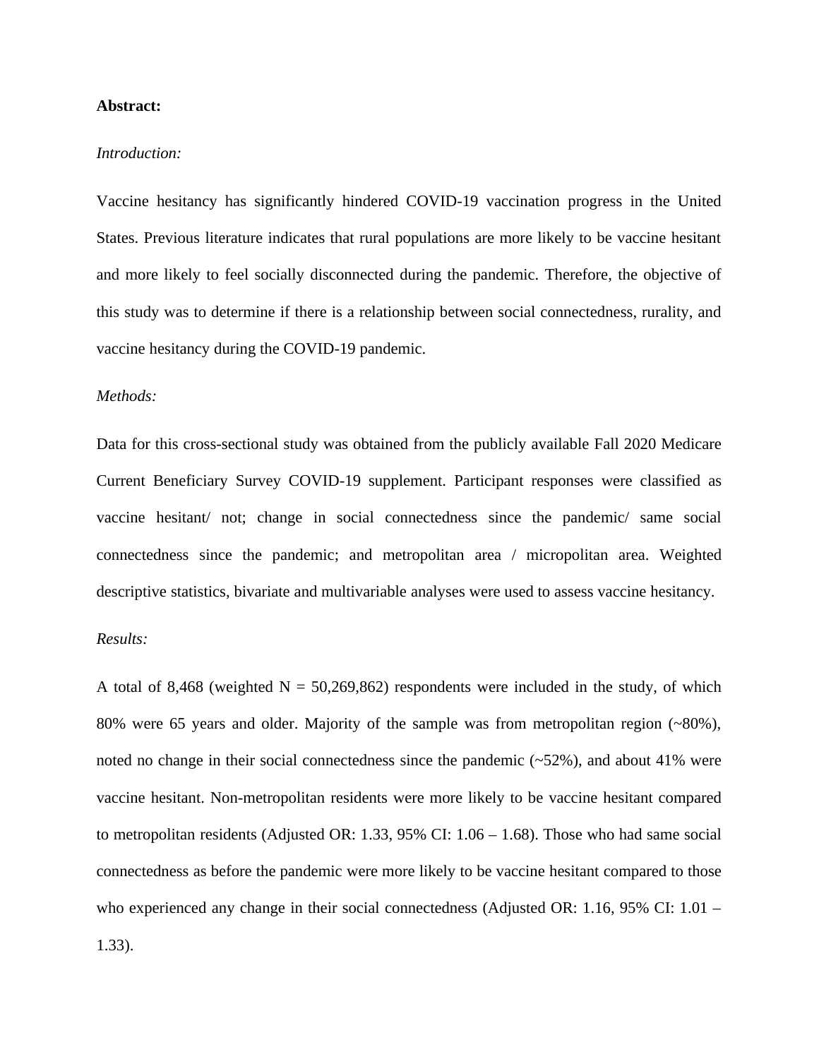**Abstract:**

*Introduction:*

Vaccine hesitancy has significantly hindered COVID-19 vaccination progress in the United States. Previous literature indicates that rural populations are more likely to be vaccine hesitant and more likely to feel socially disconnected during the pandemic. Therefore, the objective of this study was to determine if there is a relationship between social connectedness, rurality, and vaccine hesitancy during the COVID-19 pandemic.

*Methods:*

Data for this cross-sectional study was obtained from the publicly available Fall 2020 Medicare Current Beneficiary Survey COVID-19 supplement. Participant responses were classified as vaccine hesitant/ not; change in social connectedness since the pandemic/ same social connectedness since the pandemic; and metropolitan area / micropolitan area. Weighted descriptive statistics, bivariate and multivariable analyses were used to assess vaccine hesitancy.

*Results:*

A total of 8,468 (weighted N = 50,269,862) respondents were included in the study, of which 80% were 65 years and older. Majority of the sample was from metropolitan region (~80%), noted no change in their social connectedness since the pandemic (~52%), and about 41% were vaccine hesitant. Non-metropolitan residents were more likely to be vaccine hesitant compared to metropolitan residents (Adjusted OR: 1.33, 95% CI: 1.06 – 1.68). Those who had same social connectedness as before the pandemic were more likely to be vaccine hesitant compared to those who experienced any change in their social connectedness (Adjusted OR: 1.16, 95% CI: 1.01 – 1.33).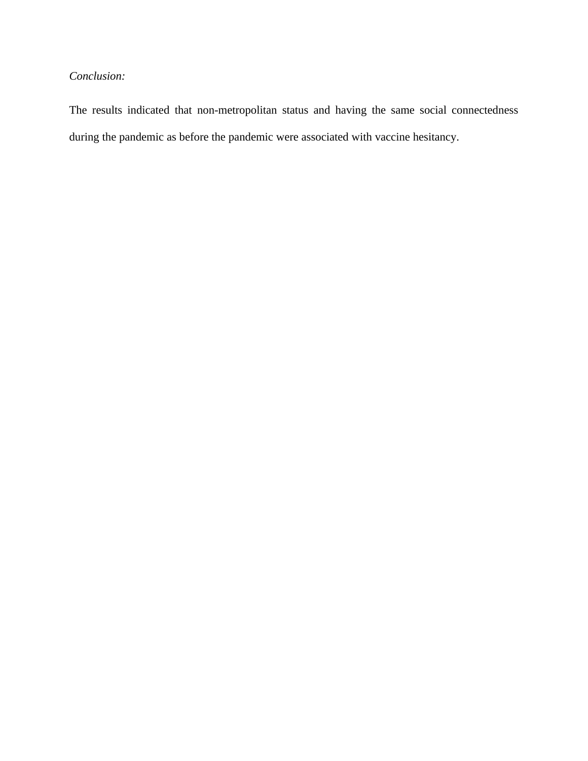*Conclusion:*

The results indicated that non-metropolitan status and having the same social connectedness during the pandemic as before the pandemic were associated with vaccine hesitancy.